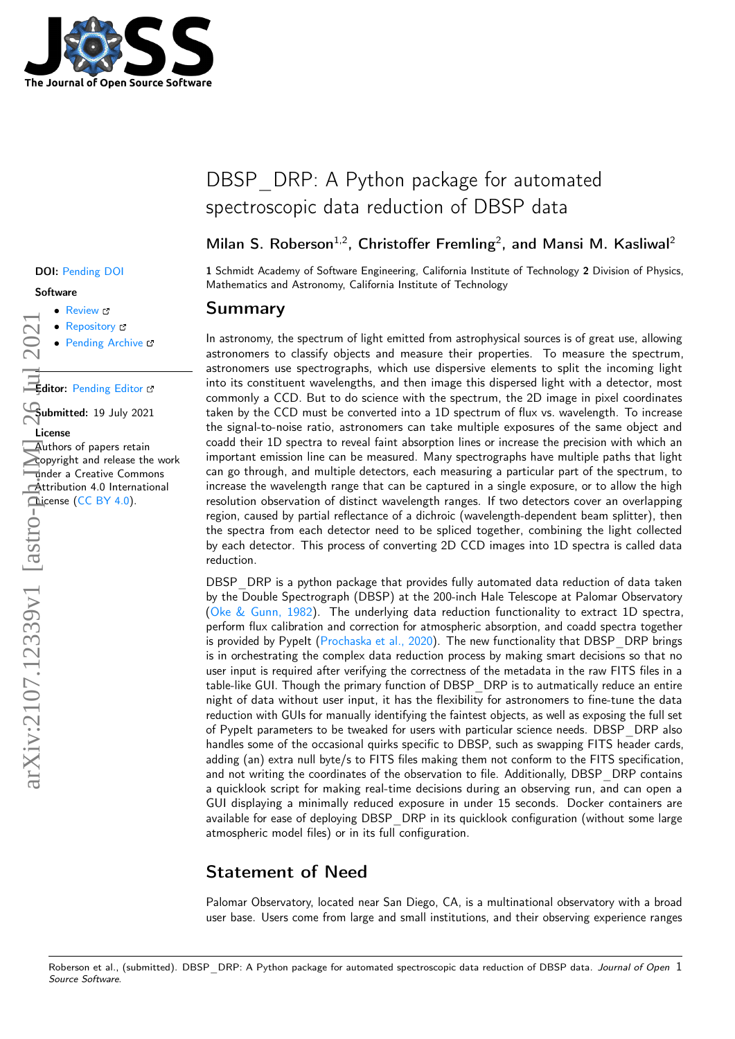# DBSP_DRP: A Python package for automated spectroscopic data reduction of DBSP data

**Milan S. Roberson**[1,2], **Christoffer Fremling**[2], **and Mansi M. Kasliwal**[2]

**1** Schmidt Academy of Software Engineering, California Institute of Technology **2** Division of Physics, Mathematics and Astronomy, California Institute of Technology

**DOI:** Pending DOI

**Software**

- Review
- Repository
- Pending Archive

**Editor:** Pending Editor

**Submitted:** 19 July 2021

**License**
Authors of papers retain copyright and release the work under a Creative Commons Attribution 4.0 International License (CC BY 4.0).

## Summary

In astronomy, the spectrum of light emitted from astrophysical sources is of great use, allowing astronomers to classify objects and measure their properties. To measure the spectrum, astronomers use spectrographs, which use dispersive elements to split the incoming light into its constituent wavelengths, and then image this dispersed light with a detector, most commonly a CCD. But to do science with the spectrum, the 2D image in pixel coordinates taken by the CCD must be converted into a 1D spectrum of flux vs. wavelength. To increase the signal-to-noise ratio, astronomers can take multiple exposures of the same object and coadd their 1D spectra to reveal faint absorption lines or increase the precision with which an important emission line can be measured. Many spectrographs have multiple paths that light can go through, and multiple detectors, each measuring a particular part of the spectrum, to increase the wavelength range that can be captured in a single exposure, or to allow the high resolution observation of distinct wavelength ranges. If two detectors cover an overlapping region, caused by partial reflectance of a dichroic (wavelength-dependent beam splitter), then the spectra from each detector need to be spliced together, combining the light collected by each detector. This process of converting 2D CCD images into 1D spectra is called data reduction.

DBSP_DRP is a python package that provides fully automated data reduction of data taken by the Double Spectrograph (DBSP) at the 200-inch Hale Telescope at Palomar Observatory (Oke & Gunn, 1982). The underlying data reduction functionality to extract 1D spectra, perform flux calibration and correction for atmospheric absorption, and coadd spectra together is provided by PypeIt (Prochaska et al., 2020). The new functionality that DBSP_DRP brings is in orchestrating the complex data reduction process by making smart decisions so that no user input is required after verifying the correctness of the metadata in the raw FITS files in a table-like GUI. Though the primary function of DBSP_DRP is to autmatically reduce an entire night of data without user input, it has the flexibility for astronomers to fine-tune the data reduction with GUIs for manually identifying the faintest objects, as well as exposing the full set of PypeIt parameters to be tweaked for users with particular science needs. DBSP_DRP also handles some of the occasional quirks specific to DBSP, such as swapping FITS header cards, adding (an) extra null byte/s to FITS files making them not conform to the FITS specification, and not writing the coordinates of the observation to file. Additionally, DBSP_DRP contains a quicklook script for making real-time decisions during an observing run, and can open a GUI displaying a minimally reduced exposure in under 15 seconds. Docker containers are available for ease of deploying DBSP_DRP in its quicklook configuration (without some large atmospheric model files) or in its full configuration.

## Statement of Need

Palomar Observatory, located near San Diego, CA, is a multinational observatory with a broad user base. Users come from large and small institutions, and their observing experience ranges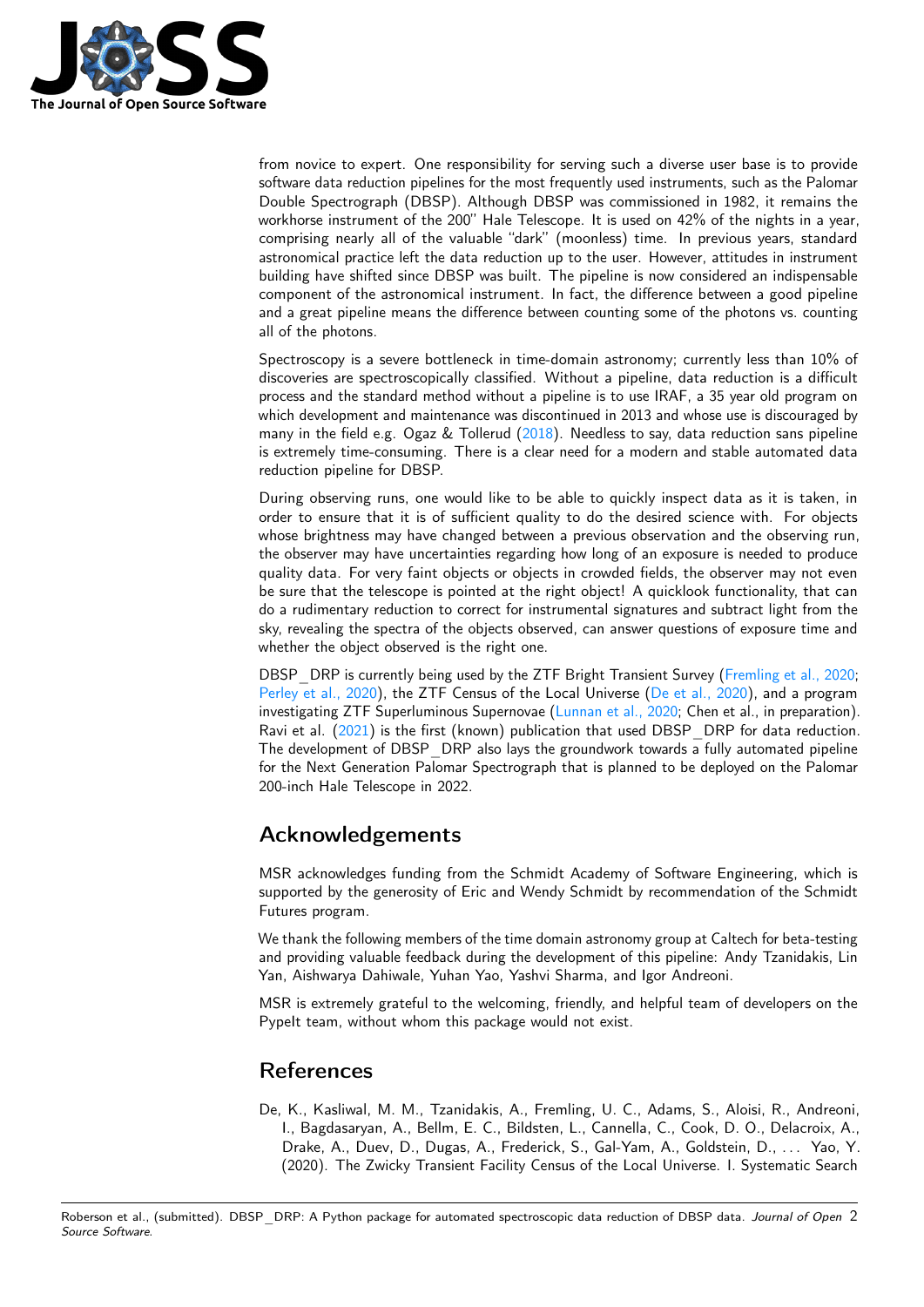from novice to expert. One responsibility for serving such a diverse user base is to provide software data reduction pipelines for the most frequently used instruments, such as the Palomar Double Spectrograph (DBSP). Although DBSP was commissioned in 1982, it remains the workhorse instrument of the 200" Hale Telescope. It is used on 42% of the nights in a year, comprising nearly all of the valuable "dark" (moonless) time. In previous years, standard astronomical practice left the data reduction up to the user. However, attitudes in instrument building have shifted since DBSP was built. The pipeline is now considered an indispensable component of the astronomical instrument. In fact, the difference between a good pipeline and a great pipeline means the difference between counting some of the photons vs. counting all of the photons.

Spectroscopy is a severe bottleneck in time-domain astronomy; currently less than 10% of discoveries are spectroscopically classified. Without a pipeline, data reduction is a difficult process and the standard method without a pipeline is to use IRAF, a 35 year old program on which development and maintenance was discontinued in 2013 and whose use is discouraged by many in the field e.g. Ogaz & Tollerud (2018). Needless to say, data reduction sans pipeline is extremely time-consuming. There is a clear need for a modern and stable automated data reduction pipeline for DBSP.

During observing runs, one would like to be able to quickly inspect data as it is taken, in order to ensure that it is of sufficient quality to do the desired science with. For objects whose brightness may have changed between a previous observation and the observing run, the observer may have uncertainties regarding how long of an exposure is needed to produce quality data. For very faint objects or objects in crowded fields, the observer may not even be sure that the telescope is pointed at the right object! A quicklook functionality, that can do a rudimentary reduction to correct for instrumental signatures and subtract light from the sky, revealing the spectra of the objects observed, can answer questions of exposure time and whether the object observed is the right one.

DBSP_DRP is currently being used by the ZTF Bright Transient Survey (Fremling et al., 2020; Perley et al., 2020), the ZTF Census of the Local Universe (De et al., 2020), and a program investigating ZTF Superluminous Supernovae (Lunnan et al., 2020; Chen et al., in preparation). Ravi et al. (2021) is the first (known) publication that used DBSP_DRP for data reduction. The development of DBSP_DRP also lays the groundwork towards a fully automated pipeline for the Next Generation Palomar Spectrograph that is planned to be deployed on the Palomar 200-inch Hale Telescope in 2022.

# Acknowledgements

MSR acknowledges funding from the Schmidt Academy of Software Engineering, which is supported by the generosity of Eric and Wendy Schmidt by recommendation of the Schmidt Futures program.

We thank the following members of the time domain astronomy group at Caltech for beta-testing and providing valuable feedback during the development of this pipeline: Andy Tzanidakis, Lin Yan, Aishwarya Dahiwale, Yuhan Yao, Yashvi Sharma, and Igor Andreoni.

MSR is extremely grateful to the welcoming, friendly, and helpful team of developers on the PypeIt team, without whom this package would not exist.

# References

De, K., Kasliwal, M. M., Tzanidakis, A., Fremling, U. C., Adams, S., Aloisi, R., Andreoni, I., Bagdasaryan, A., Bellm, E. C., Bildsten, L., Cannella, C., Cook, D. O., Delacroix, A., Drake, A., Duev, D., Dugas, A., Frederick, S., Gal-Yam, A., Goldstein, D., … Yao, Y. (2020). The Zwicky Transient Facility Census of the Local Universe. I. Systematic Search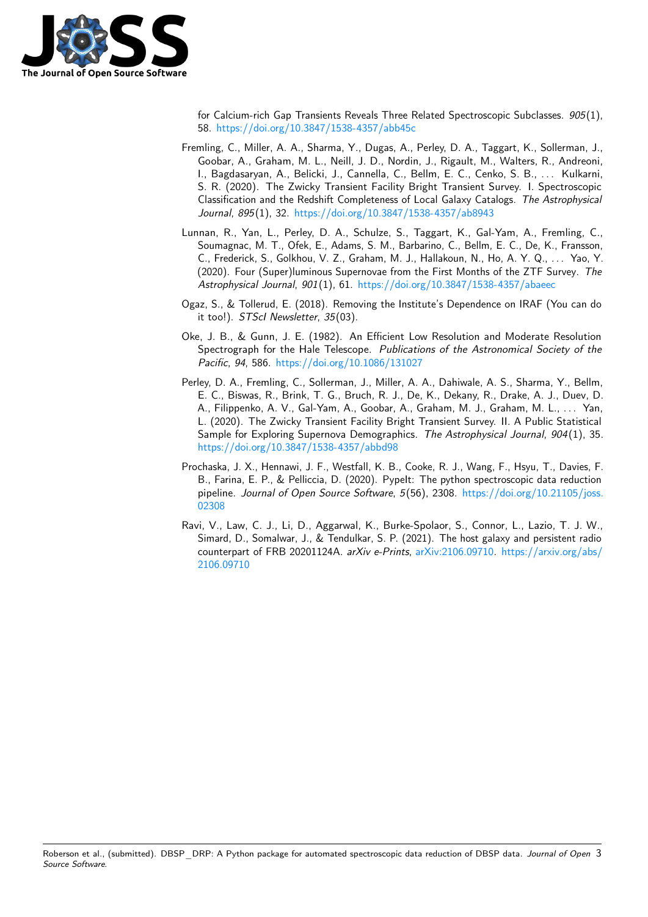for Calcium-rich Gap Transients Reveals Three Related Spectroscopic Subclasses. *905*(1), 58. https://doi.org/10.3847/1538-4357/abb45c

Fremling, C., Miller, A. A., Sharma, Y., Dugas, A., Perley, D. A., Taggart, K., Sollerman, J., Goobar, A., Graham, M. L., Neill, J. D., Nordin, J., Rigault, M., Walters, R., Andreoni, I., Bagdasaryan, A., Belicki, J., Cannella, C., Bellm, E. C., Cenko, S. B., … Kulkarni, S. R. (2020). The Zwicky Transient Facility Bright Transient Survey. I. Spectroscopic Classification and the Redshift Completeness of Local Galaxy Catalogs. *The Astrophysical Journal*, *895*(1), 32. https://doi.org/10.3847/1538-4357/ab8943

Lunnan, R., Yan, L., Perley, D. A., Schulze, S., Taggart, K., Gal-Yam, A., Fremling, C., Soumagnac, M. T., Ofek, E., Adams, S. M., Barbarino, C., Bellm, E. C., De, K., Fransson, C., Frederick, S., Golkhou, V. Z., Graham, M. J., Hallakoun, N., Ho, A. Y. Q., … Yao, Y. (2020). Four (Super)luminous Supernovae from the First Months of the ZTF Survey. *The Astrophysical Journal*, *901*(1), 61. https://doi.org/10.3847/1538-4357/abaeec

Ogaz, S., & Tollerud, E. (2018). Removing the Institute's Dependence on IRAF (You can do it too!). *STScI Newsletter*, *35*(03).

Oke, J. B., & Gunn, J. E. (1982). An Efficient Low Resolution and Moderate Resolution Spectrograph for the Hale Telescope. *Publications of the Astronomical Society of the Pacific*, *94*, 586. https://doi.org/10.1086/131027

Perley, D. A., Fremling, C., Sollerman, J., Miller, A. A., Dahiwale, A. S., Sharma, Y., Bellm, E. C., Biswas, R., Brink, T. G., Bruch, R. J., De, K., Dekany, R., Drake, A. J., Duev, D. A., Filippenko, A. V., Gal-Yam, A., Goobar, A., Graham, M. J., Graham, M. L., … Yan, L. (2020). The Zwicky Transient Facility Bright Transient Survey. II. A Public Statistical Sample for Exploring Supernova Demographics. *The Astrophysical Journal*, *904*(1), 35. https://doi.org/10.3847/1538-4357/abbd98

Prochaska, J. X., Hennawi, J. F., Westfall, K. B., Cooke, R. J., Wang, F., Hsyu, T., Davies, F. B., Farina, E. P., & Pelliccia, D. (2020). PypeIt: The python spectroscopic data reduction pipeline. *Journal of Open Source Software*, *5*(56), 2308. https://doi.org/10.21105/joss.02308

Ravi, V., Law, C. J., Li, D., Aggarwal, K., Burke-Spolaor, S., Connor, L., Lazio, T. J. W., Simard, D., Somalwar, J., & Tendulkar, S. P. (2021). The host galaxy and persistent radio counterpart of FRB 20201124A. *arXiv e-Prints*, arXiv:2106.09710. https://arxiv.org/abs/2106.09710